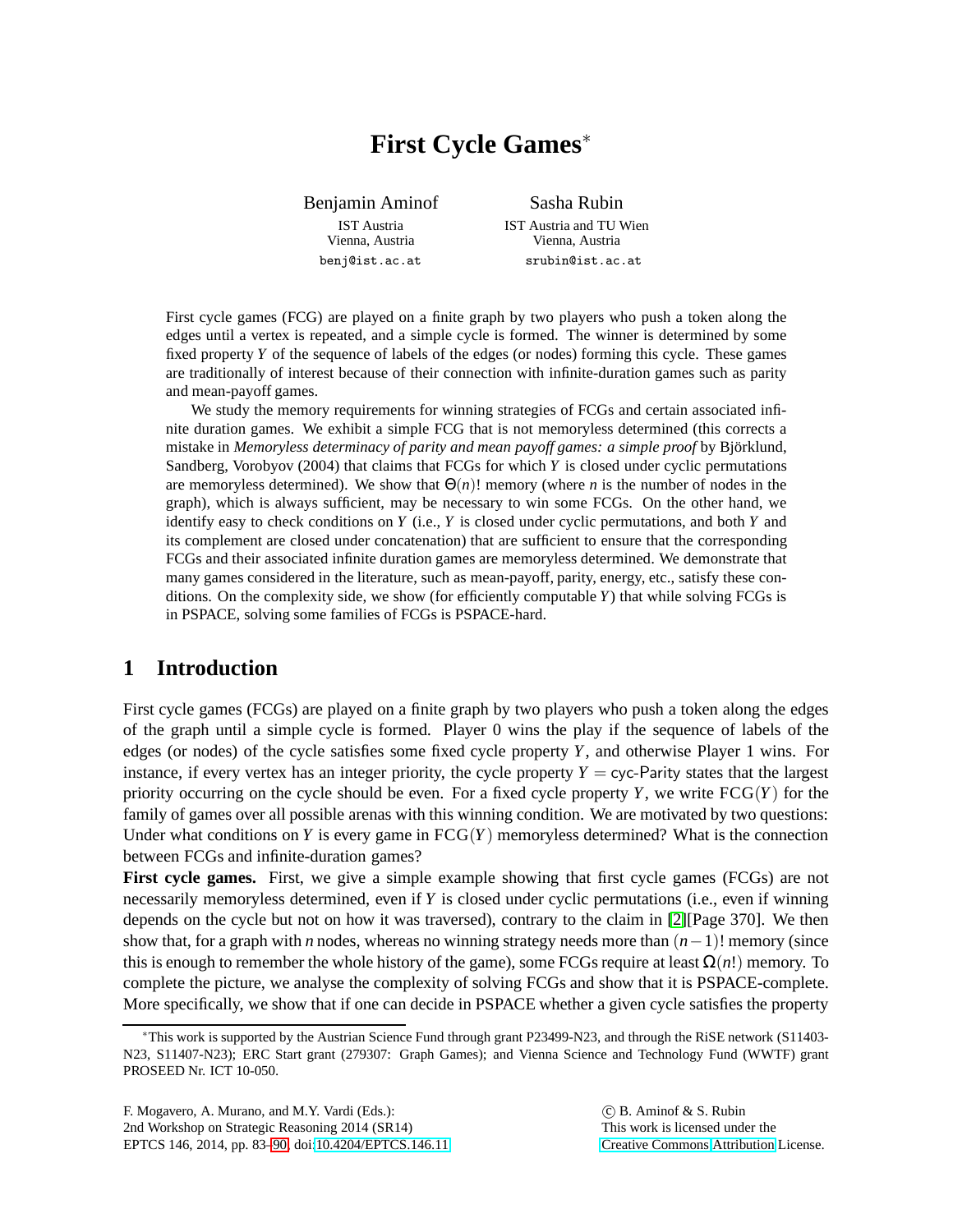# First Cycle Games*

Benjamin Aminof
IST Austria
Vienna, Austria
benj@ist.ac.at

Sasha Rubin
IST Austria and TU Wien
Vienna, Austria
srubin@ist.ac.at

First cycle games (FCG) are played on a finite graph by two players who push a token along the edges until a vertex is repeated, and a simple cycle is formed. The winner is determined by some fixed property $Y$ of the sequence of labels of the edges (or nodes) forming this cycle. These games are traditionally of interest because of their connection with infinite-duration games such as parity and mean-payoff games.

We study the memory requirements for winning strategies of FCGs and certain associated infinite duration games. We exhibit a simple FCG that is not memoryless determined (this corrects a mistake in *Memoryless determinacy of parity and mean payoff games: a simple proof* by Björklund, Sandberg, Vorobyov (2004) that claims that FCGs for which $Y$ is closed under cyclic permutations are memoryless determined). We show that $\Theta(n)!$ memory (where $n$ is the number of nodes in the graph), which is always sufficient, may be necessary to win some FCGs. On the other hand, we identify easy to check conditions on $Y$ (i.e., $Y$ is closed under cyclic permutations, and both $Y$ and its complement are closed under concatenation) that are sufficient to ensure that the corresponding FCGs and their associated infinite duration games are memoryless determined. We demonstrate that many games considered in the literature, such as mean-payoff, parity, energy, etc., satisfy these conditions. On the complexity side, we show (for efficiently computable $Y$) that while solving FCGs is in PSPACE, solving some families of FCGs is PSPACE-hard.

## 1 Introduction

First cycle games (FCGs) are played on a finite graph by two players who push a token along the edges of the graph until a simple cycle is formed. Player 0 wins the play if the sequence of labels of the edges (or nodes) of the cycle satisfies some fixed cycle property $Y$, and otherwise Player 1 wins. For instance, if every vertex has an integer priority, the cycle property $Y = \mathsf{cyc\text{-}Parity}$ states that the largest priority occurring on the cycle should be even. For a fixed cycle property $Y$, we write $\mathrm{FCG}(Y)$ for the family of games over all possible arenas with this winning condition. We are motivated by two questions: Under what conditions on $Y$ is every game in $\mathrm{FCG}(Y)$ memoryless determined? What is the connection between FCGs and infinite-duration games?

**First cycle games.** First, we give a simple example showing that first cycle games (FCGs) are not necessarily memoryless determined, even if $Y$ is closed under cyclic permutations (i.e., even if winning depends on the cycle but not on how it was traversed), contrary to the claim in [2][Page 370]. We then show that, for a graph with $n$ nodes, whereas no winning strategy needs more than $(n-1)!$ memory (since this is enough to remember the whole history of the game), some FCGs require at least $\Omega(n!)$ memory. To complete the picture, we analyse the complexity of solving FCGs and show that it is PSPACE-complete. More specifically, we show that if one can decide in PSPACE whether a given cycle satisfies the property

*This work is supported by the Austrian Science Fund through grant P23499-N23, and through the RiSE network (S11403-N23, S11407-N23); ERC Start grant (279307: Graph Games); and Vienna Science and Technology Fund (WWTF) grant PROSEED Nr. ICT 10-050.

F. Mogavero, A. Murano, and M.Y. Vardi (Eds.):
2nd Workshop on Strategic Reasoning 2014 (SR14)
EPTCS 146, 2014, pp. 83–90, doi:10.4204/EPTCS.146.11

© B. Aminof & S. Rubin
This work is licensed under the
Creative Commons Attribution License.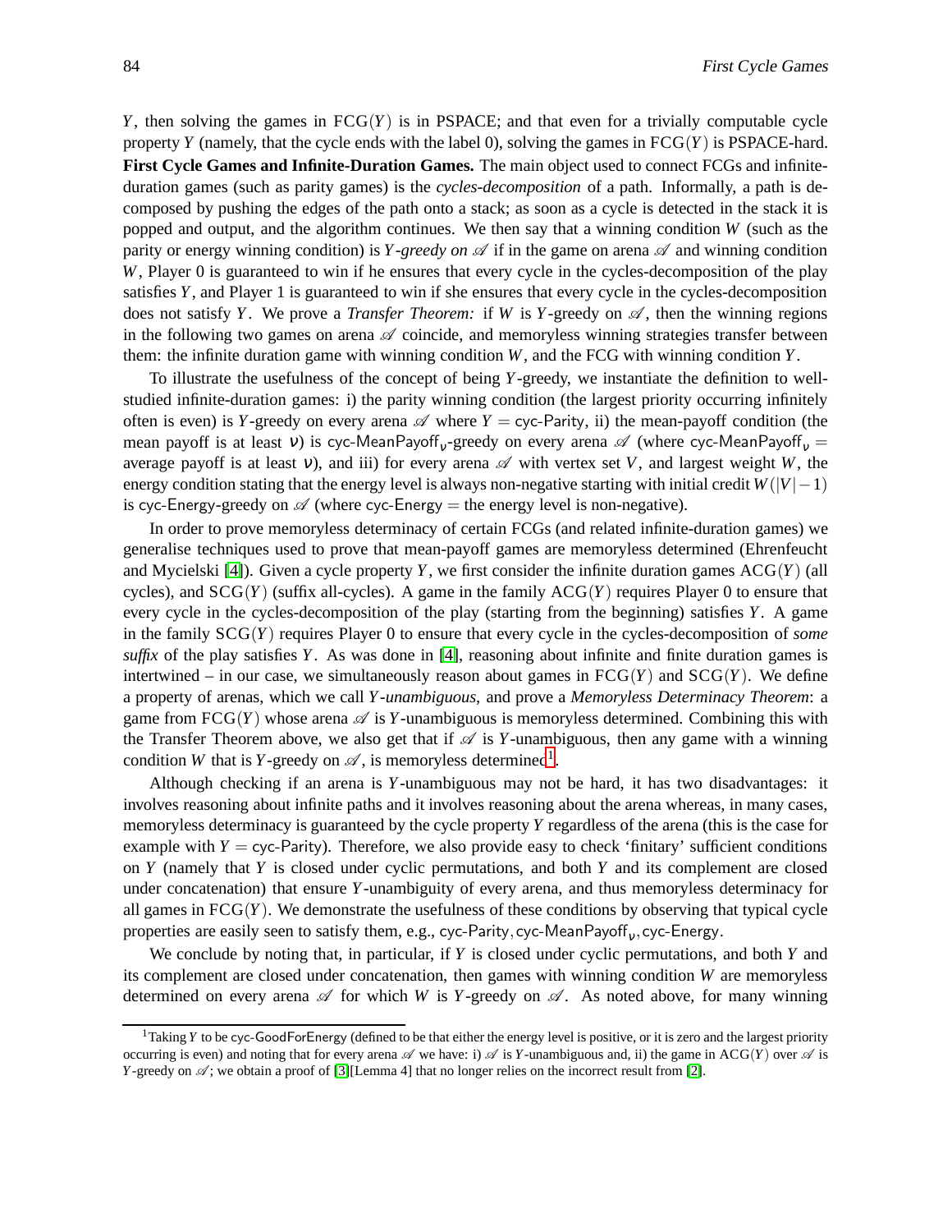$Y$, then solving the games in $\mathrm{FCG}(Y)$ is in PSPACE; and that even for a trivially computable cycle property $Y$ (namely, that the cycle ends with the label 0), solving the games in $\mathrm{FCG}(Y)$ is PSPACE-hard.

**First Cycle Games and Infinite-Duration Games.** The main object used to connect FCGs and infinite-duration games (such as parity games) is the *cycles-decomposition* of a path. Informally, a path is decomposed by pushing the edges of the path onto a stack; as soon as a cycle is detected in the stack it is popped and output, and the algorithm continues. We then say that a winning condition $W$ (such as the parity or energy winning condition) is *$Y$-greedy on $\mathscr{A}$* if in the game on arena $\mathscr{A}$ and winning condition $W$, Player 0 is guaranteed to win if he ensures that every cycle in the cycles-decomposition of the play satisfies $Y$, and Player 1 is guaranteed to win if she ensures that every cycle in the cycles-decomposition does not satisfy $Y$. We prove a *Transfer Theorem:* if $W$ is $Y$-greedy on $\mathscr{A}$, then the winning regions in the following two games on arena $\mathscr{A}$ coincide, and memoryless winning strategies transfer between them: the infinite duration game with winning condition $W$, and the FCG with winning condition $Y$.

To illustrate the usefulness of the concept of being $Y$-greedy, we instantiate the definition to well-studied infinite-duration games: i) the parity winning condition (the largest priority occurring infinitely often is even) is $Y$-greedy on every arena $\mathscr{A}$ where $Y = \mathsf{cyc\text{-}Parity}$, ii) the mean-payoff condition (the mean payoff is at least $\nu$) is $\mathsf{cyc\text{-}MeanPayoff}_\nu$-greedy on every arena $\mathscr{A}$ (where $\mathsf{cyc\text{-}MeanPayoff}_\nu =$ average payoff is at least $\nu$), and iii) for every arena $\mathscr{A}$ with vertex set $V$, and largest weight $W$, the energy condition stating that the energy level is always non-negative starting with initial credit $W(|V|-1)$ is $\mathsf{cyc\text{-}Energy}$-greedy on $\mathscr{A}$ (where $\mathsf{cyc\text{-}Energy} =$ the energy level is non-negative).

In order to prove memoryless determinacy of certain FCGs (and related infinite-duration games) we generalise techniques used to prove that mean-payoff games are memoryless determined (Ehrenfeucht and Mycielski [4]). Given a cycle property $Y$, we first consider the infinite duration games $\mathrm{ACG}(Y)$ (all cycles), and $\mathrm{SCG}(Y)$ (suffix all-cycles). A game in the family $\mathrm{ACG}(Y)$ requires Player 0 to ensure that every cycle in the cycles-decomposition of the play (starting from the beginning) satisfies $Y$. A game in the family $\mathrm{SCG}(Y)$ requires Player 0 to ensure that every cycle in the cycles-decomposition of *some suffix* of the play satisfies $Y$. As was done in [4], reasoning about infinite and finite duration games is intertwined – in our case, we simultaneously reason about games in $\mathrm{FCG}(Y)$ and $\mathrm{SCG}(Y)$. We define a property of arenas, which we call *$Y$-unambiguous*, and prove a *Memoryless Determinacy Theorem*: a game from $\mathrm{FCG}(Y)$ whose arena $\mathscr{A}$ is $Y$-unambiguous is memoryless determined. Combining this with the Transfer Theorem above, we also get that if $\mathscr{A}$ is $Y$-unambiguous, then any game with a winning condition $W$ that is $Y$-greedy on $\mathscr{A}$, is memoryless determined[1].

Although checking if an arena is $Y$-unambiguous may not be hard, it has two disadvantages: it involves reasoning about infinite paths and it involves reasoning about the arena whereas, in many cases, memoryless determinacy is guaranteed by the cycle property $Y$ regardless of the arena (this is the case for example with $Y = \mathsf{cyc\text{-}Parity}$). Therefore, we also provide easy to check 'finitary' sufficient conditions on $Y$ (namely that $Y$ is closed under cyclic permutations, and both $Y$ and its complement are closed under concatenation) that ensure $Y$-unambiguity of every arena, and thus memoryless determinacy for all games in $\mathrm{FCG}(Y)$. We demonstrate the usefulness of these conditions by observing that typical cycle properties are easily seen to satisfy them, e.g., $\mathsf{cyc\text{-}Parity}, \mathsf{cyc\text{-}MeanPayoff}_\nu, \mathsf{cyc\text{-}Energy}$.

We conclude by noting that, in particular, if $Y$ is closed under cyclic permutations, and both $Y$ and its complement are closed under concatenation, then games with winning condition $W$ are memoryless determined on every arena $\mathscr{A}$ for which $W$ is $Y$-greedy on $\mathscr{A}$. As noted above, for many winning

---

[1] Taking $Y$ to be $\mathsf{cyc\text{-}GoodForEnergy}$ (defined to be that either the energy level is positive, or it is zero and the largest priority occurring is even) and noting that for every arena $\mathscr{A}$ we have: i) $\mathscr{A}$ is $Y$-unambiguous and, ii) the game in $\mathrm{ACG}(Y)$ over $\mathscr{A}$ is $Y$-greedy on $\mathscr{A}$; we obtain a proof of [3][Lemma 4] that no longer relies on the incorrect result from [2].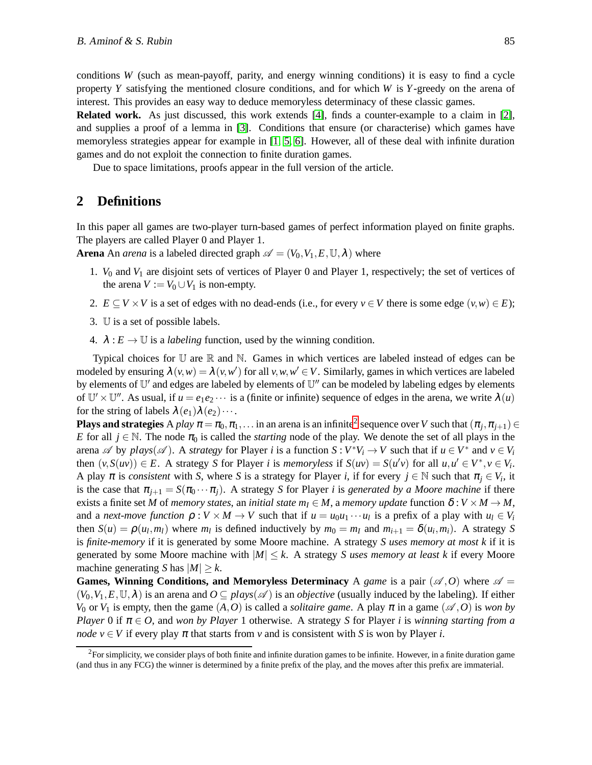conditions $W$ (such as mean-payoff, parity, and energy winning conditions) it is easy to find a cycle property $Y$ satisfying the mentioned closure conditions, and for which $W$ is $Y$-greedy on the arena of interest. This provides an easy way to deduce memoryless determinacy of these classic games.

**Related work.** As just discussed, this work extends [4], finds a counter-example to a claim in [2], and supplies a proof of a lemma in [3]. Conditions that ensure (or characterise) which games have memoryless strategies appear for example in [1, 5, 6]. However, all of these deal with infinite duration games and do not exploit the connection to finite duration games.

Due to space limitations, proofs appear in the full version of the article.

## 2 Definitions

In this paper all games are two-player turn-based games of perfect information played on finite graphs. The players are called Player 0 and Player 1.

**Arena** An *arena* is a labeled directed graph $\mathscr{A} = (V_0, V_1, E, \mathbb{U}, \lambda)$ where

1. $V_0$ and $V_1$ are disjoint sets of vertices of Player 0 and Player 1, respectively; the set of vertices of the arena $V := V_0 \cup V_1$ is non-empty.
2. $E \subseteq V \times V$ is a set of edges with no dead-ends (i.e., for every $v \in V$ there is some edge $(v,w) \in E$);
3. $\mathbb{U}$ is a set of possible labels.
4. $\lambda : E \to \mathbb{U}$ is a *labeling* function, used by the winning condition.

Typical choices for $\mathbb{U}$ are $\mathbb{R}$ and $\mathbb{N}$. Games in which vertices are labeled instead of edges can be modeled by ensuring $\lambda(v,w) = \lambda(v,w')$ for all $v,w,w' \in V$. Similarly, games in which vertices are labeled by elements of $\mathbb{U}'$ and edges are labeled by elements of $\mathbb{U}''$ can be modeled by labeling edges by elements of $\mathbb{U}' \times \mathbb{U}''$. As usual, if $u = e_1 e_2 \cdots$ is a (finite or infinite) sequence of edges in the arena, we write $\lambda(u)$ for the string of labels $\lambda(e_1)\lambda(e_2)\cdots$.

**Plays and strategies** A *play* $\pi = \pi_0, \pi_1, \ldots$ in an arena is an infinite[2] sequence over $V$ such that $(\pi_j, \pi_{j+1}) \in E$ for all $j \in \mathbb{N}$. The node $\pi_0$ is called the *starting* node of the play. We denote the set of all plays in the arena $\mathscr{A}$ by $plays(\mathscr{A})$. A *strategy* for Player $i$ is a function $S : V^*V_i \to V$ such that if $u \in V^*$ and $v \in V_i$ then $(v, S(uv)) \in E$. A strategy $S$ for Player $i$ is *memoryless* if $S(uv) = S(u'v)$ for all $u,u' \in V^*, v \in V_i$. A play $\pi$ is *consistent* with $S$, where $S$ is a strategy for Player $i$, if for every $j \in \mathbb{N}$ such that $\pi_j \in V_i$, it is the case that $\pi_{j+1} = S(\pi_0 \cdots \pi_j)$. A strategy $S$ for Player $i$ is *generated by a Moore machine* if there exists a finite set $M$ of *memory states*, an *initial state* $m_I \in M$, a *memory update* function $\delta : V \times M \to M$, and a *next-move function* $\rho : V \times M \to V$ such that if $u = u_0 u_1 \cdots u_l$ is a prefix of a play with $u_l \in V_i$ then $S(u) = \rho(u_l, m_l)$ where $m_l$ is defined inductively by $m_0 = m_I$ and $m_{i+1} = \delta(u_i, m_i)$. A strategy $S$ is *finite-memory* if it is generated by some Moore machine. A strategy $S$ *uses memory at most* $k$ if it is generated by some Moore machine with $|M| \leq k$. A strategy $S$ *uses memory at least* $k$ if every Moore machine generating $S$ has $|M| \geq k$.

**Games, Winning Conditions, and Memoryless Determinacy** A *game* is a pair $(\mathscr{A}, O)$ where $\mathscr{A} = (V_0, V_1, E, \mathbb{U}, \lambda)$ is an arena and $O \subseteq plays(\mathscr{A})$ is an *objective* (usually induced by the labeling). If either $V_0$ or $V_1$ is empty, then the game $(A, O)$ is called a *solitaire game*. A play $\pi$ in a game $(\mathscr{A}, O)$ is *won by Player* 0 if $\pi \in O$, and *won by Player* 1 otherwise. A strategy $S$ for Player $i$ is *winning starting from a node* $v \in V$ if every play $\pi$ that starts from $v$ and is consistent with $S$ is won by Player $i$.

[2] For simplicity, we consider plays of both finite and infinite duration games to be infinite. However, in a finite duration game (and thus in any FCG) the winner is determined by a finite prefix of the play, and the moves after this prefix are immaterial.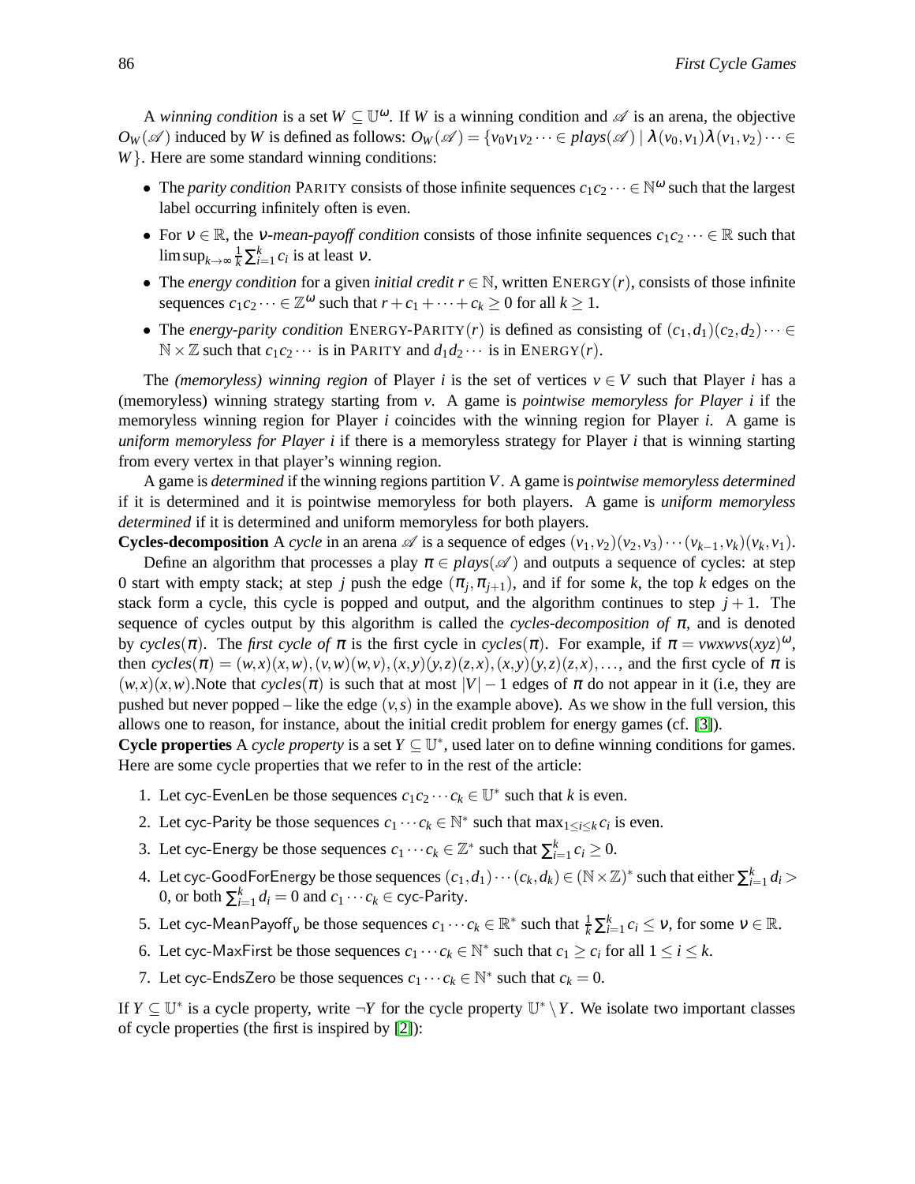A *winning condition* is a set $W \subseteq \mathbb{U}^\omega$. If $W$ is a winning condition and $\mathscr{A}$ is an arena, the objective $O_W(\mathscr{A})$ induced by $W$ is defined as follows: $O_W(\mathscr{A}) = \{v_0v_1v_2\cdots \in plays(\mathscr{A}) \mid \lambda(v_0,v_1)\lambda(v_1,v_2)\cdots \in W\}$. Here are some standard winning conditions:

- The *parity condition* PARITY consists of those infinite sequences $c_1c_2\cdots \in \mathbb{N}^\omega$ such that the largest label occurring infinitely often is even.
- For $\nu \in \mathbb{R}$, the *$\nu$-mean-payoff condition* consists of those infinite sequences $c_1c_2\cdots \in \mathbb{R}$ such that $\limsup_{k\to\infty} \frac{1}{k}\sum_{i=1}^{k} c_i$ is at least $\nu$.
- The *energy condition* for a given *initial credit* $r \in \mathbb{N}$, written ENERGY($r$), consists of those infinite sequences $c_1c_2\cdots \in \mathbb{Z}^\omega$ such that $r + c_1 + \cdots + c_k \geq 0$ for all $k \geq 1$.
- The *energy-parity condition* ENERGY-PARITY($r$) is defined as consisting of $(c_1,d_1)(c_2,d_2)\cdots \in \mathbb{N}\times\mathbb{Z}$ such that $c_1c_2\cdots$ is in PARITY and $d_1d_2\cdots$ is in ENERGY($r$).

The *(memoryless) winning region* of Player $i$ is the set of vertices $v \in V$ such that Player $i$ has a (memoryless) winning strategy starting from $v$. A game is *pointwise memoryless for Player i* if the memoryless winning region for Player $i$ coincides with the winning region for Player $i$. A game is *uniform memoryless for Player i* if there is a memoryless strategy for Player $i$ that is winning starting from every vertex in that player's winning region.

A game is *determined* if the winning regions partition $V$. A game is *pointwise memoryless determined* if it is determined and it is pointwise memoryless for both players. A game is *uniform memoryless determined* if it is determined and uniform memoryless for both players.

**Cycles-decomposition** A *cycle* in an arena $\mathscr{A}$ is a sequence of edges $(v_1,v_2)(v_2,v_3)\cdots(v_{k-1},v_k)(v_k,v_1)$.

Define an algorithm that processes a play $\pi \in plays(\mathscr{A})$ and outputs a sequence of cycles: at step 0 start with empty stack; at step $j$ push the edge $(\pi_j,\pi_{j+1})$, and if for some $k$, the top $k$ edges on the stack form a cycle, this cycle is popped and output, and the algorithm continues to step $j+1$. The sequence of cycles output by this algorithm is called the *cycles-decomposition of $\pi$*, and is denoted by $cycles(\pi)$. The *first cycle of $\pi$* is the first cycle in $cycles(\pi)$. For example, if $\pi = vwxwvs(xyz)^\omega$, then $cycles(\pi) = (w,x)(x,w),(v,w)(w,v),(x,y)(y,z)(z,x),(x,y)(y,z)(z,x),\ldots$, and the first cycle of $\pi$ is $(w,x)(x,w)$.Note that $cycles(\pi)$ is such that at most $|V|-1$ edges of $\pi$ do not appear in it (i.e, they are pushed but never popped – like the edge $(v,s)$ in the example above). As we show in the full version, this allows one to reason, for instance, about the initial credit problem for energy games (cf. [3]).

**Cycle properties** A *cycle property* is a set $Y \subseteq \mathbb{U}^*$, used later on to define winning conditions for games. Here are some cycle properties that we refer to in the rest of the article:

1. Let cyc-EvenLen be those sequences $c_1c_2\cdots c_k \in \mathbb{U}^*$ such that $k$ is even.
2. Let cyc-Parity be those sequences $c_1\cdots c_k \in \mathbb{N}^*$ such that $\max_{1\leq i\leq k} c_i$ is even.
3. Let cyc-Energy be those sequences $c_1\cdots c_k \in \mathbb{Z}^*$ such that $\sum_{i=1}^{k} c_i \geq 0$.
4. Let cyc-GoodForEnergy be those sequences $(c_1,d_1)\cdots(c_k,d_k) \in (\mathbb{N}\times\mathbb{Z})^*$ such that either $\sum_{i=1}^{k} d_i > 0$, or both $\sum_{i=1}^{k} d_i = 0$ and $c_1\cdots c_k \in$ cyc-Parity.
5. Let cyc-MeanPayoff$_\nu$ be those sequences $c_1\cdots c_k \in \mathbb{R}^*$ such that $\frac{1}{k}\sum_{i=1}^{k} c_i \leq \nu$, for some $\nu \in \mathbb{R}$.
6. Let cyc-MaxFirst be those sequences $c_1\cdots c_k \in \mathbb{N}^*$ such that $c_1 \geq c_i$ for all $1 \leq i \leq k$.
7. Let cyc-EndsZero be those sequences $c_1\cdots c_k \in \mathbb{N}^*$ such that $c_k = 0$.

If $Y \subseteq \mathbb{U}^*$ is a cycle property, write $\neg Y$ for the cycle property $\mathbb{U}^* \setminus Y$. We isolate two important classes of cycle properties (the first is inspired by [2]):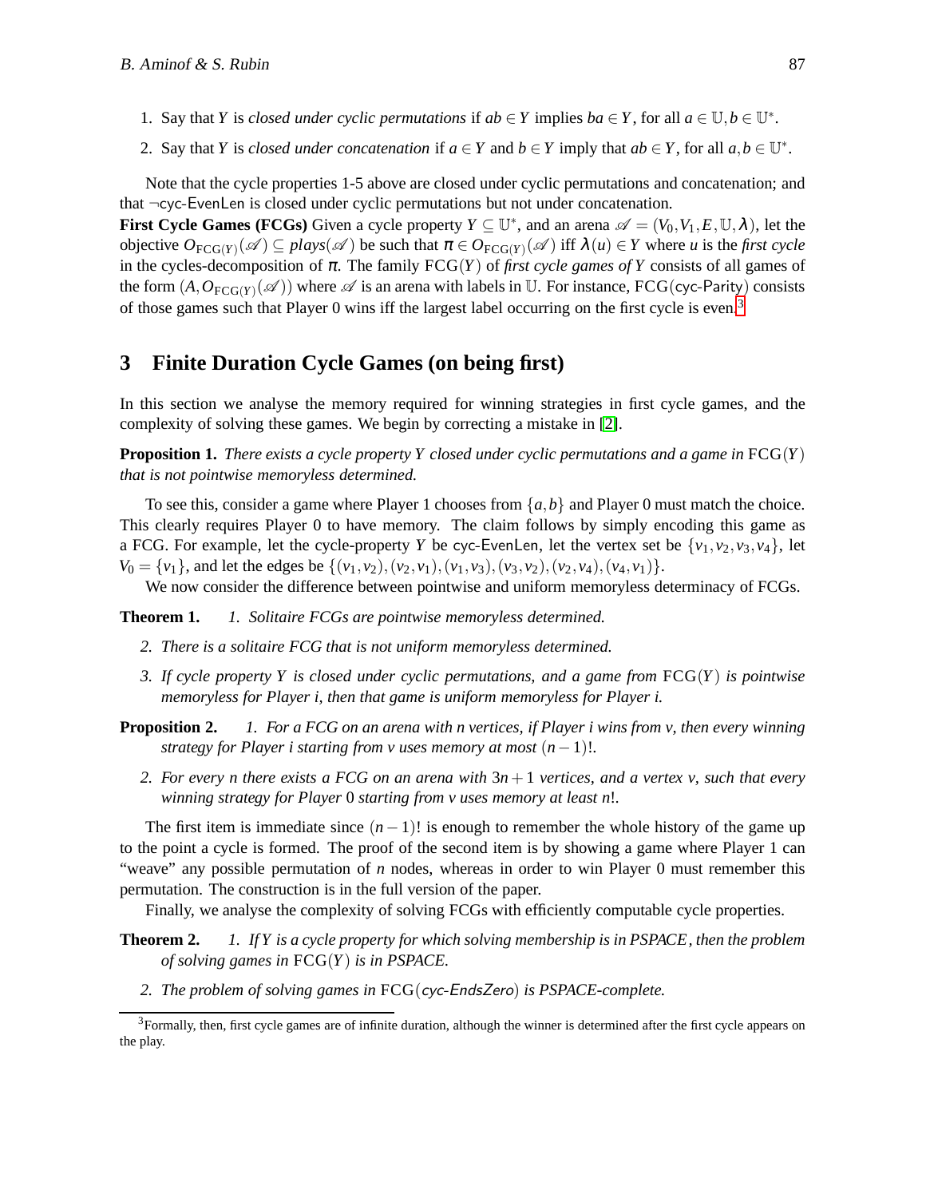1. Say that $Y$ is *closed under cyclic permutations* if $ab \in Y$ implies $ba \in Y$, for all $a \in \mathbb{U}, b \in \mathbb{U}^*$.
2. Say that $Y$ is *closed under concatenation* if $a \in Y$ and $b \in Y$ imply that $ab \in Y$, for all $a, b \in \mathbb{U}^*$.

Note that the cycle properties 1-5 above are closed under cyclic permutations and concatenation; and that $\neg$cyc-EvenLen is closed under cyclic permutations but not under concatenation.

**First Cycle Games (FCGs)** Given a cycle property $Y \subseteq \mathbb{U}^*$, and an arena $\mathscr{A} = (V_0, V_1, E, \mathbb{U}, \lambda)$, let the objective $O_{\mathrm{FCG}(Y)}(\mathscr{A}) \subseteq plays(\mathscr{A})$ be such that $\pi \in O_{\mathrm{FCG}(Y)}(\mathscr{A})$ iff $\lambda(u) \in Y$ where $u$ is the *first cycle* in the cycles-decomposition of $\pi$. The family $\mathrm{FCG}(Y)$ of *first cycle games of* $Y$ consists of all games of the form $(A, O_{\mathrm{FCG}(Y)}(\mathscr{A}))$ where $\mathscr{A}$ is an arena with labels in $\mathbb{U}$. For instance, FCG(cyc-Parity) consists of those games such that Player 0 wins iff the largest label occurring on the first cycle is even.[3]

## 3 Finite Duration Cycle Games (on being first)

In this section we analyse the memory required for winning strategies in first cycle games, and the complexity of solving these games. We begin by correcting a mistake in [2].

**Proposition 1.** *There exists a cycle property $Y$ closed under cyclic permutations and a game in $\mathrm{FCG}(Y)$ that is not pointwise memoryless determined.*

To see this, consider a game where Player 1 chooses from $\{a, b\}$ and Player 0 must match the choice. This clearly requires Player 0 to have memory. The claim follows by simply encoding this game as a FCG. For example, let the cycle-property $Y$ be cyc-EvenLen, let the vertex set be $\{v_1, v_2, v_3, v_4\}$, let $V_0 = \{v_1\}$, and let the edges be $\{(v_1, v_2), (v_2, v_1), (v_1, v_3), (v_3, v_2), (v_2, v_4), (v_4, v_1)\}$.

We now consider the difference between pointwise and uniform memoryless determinacy of FCGs.

**Theorem 1.** 
1. *Solitaire FCGs are pointwise memoryless determined.*
2. *There is a solitaire FCG that is not uniform memoryless determined.*
3. *If cycle property $Y$ is closed under cyclic permutations, and a game from $\mathrm{FCG}(Y)$ is pointwise memoryless for Player $i$, then that game is uniform memoryless for Player $i$.*

**Proposition 2.** 
1. *For a FCG on an arena with $n$ vertices, if Player $i$ wins from $v$, then every winning strategy for Player $i$ starting from $v$ uses memory at most $(n-1)!$.*
2. *For every $n$ there exists a FCG on an arena with $3n+1$ vertices, and a vertex $v$, such that every winning strategy for Player 0 starting from $v$ uses memory at least $n!$.*

The first item is immediate since $(n-1)!$ is enough to remember the whole history of the game up to the point a cycle is formed. The proof of the second item is by showing a game where Player 1 can "weave" any possible permutation of $n$ nodes, whereas in order to win Player 0 must remember this permutation. The construction is in the full version of the paper.

Finally, we analyse the complexity of solving FCGs with efficiently computable cycle properties.

**Theorem 2.** 
1. *If $Y$ is a cycle property for which solving membership is in PSPACE, then the problem of solving games in $\mathrm{FCG}(Y)$ is in PSPACE.*
2. *The problem of solving games in FCG(cyc-EndsZero) is PSPACE-complete.*

[3] Formally, then, first cycle games are of infinite duration, although the winner is determined after the first cycle appears on the play.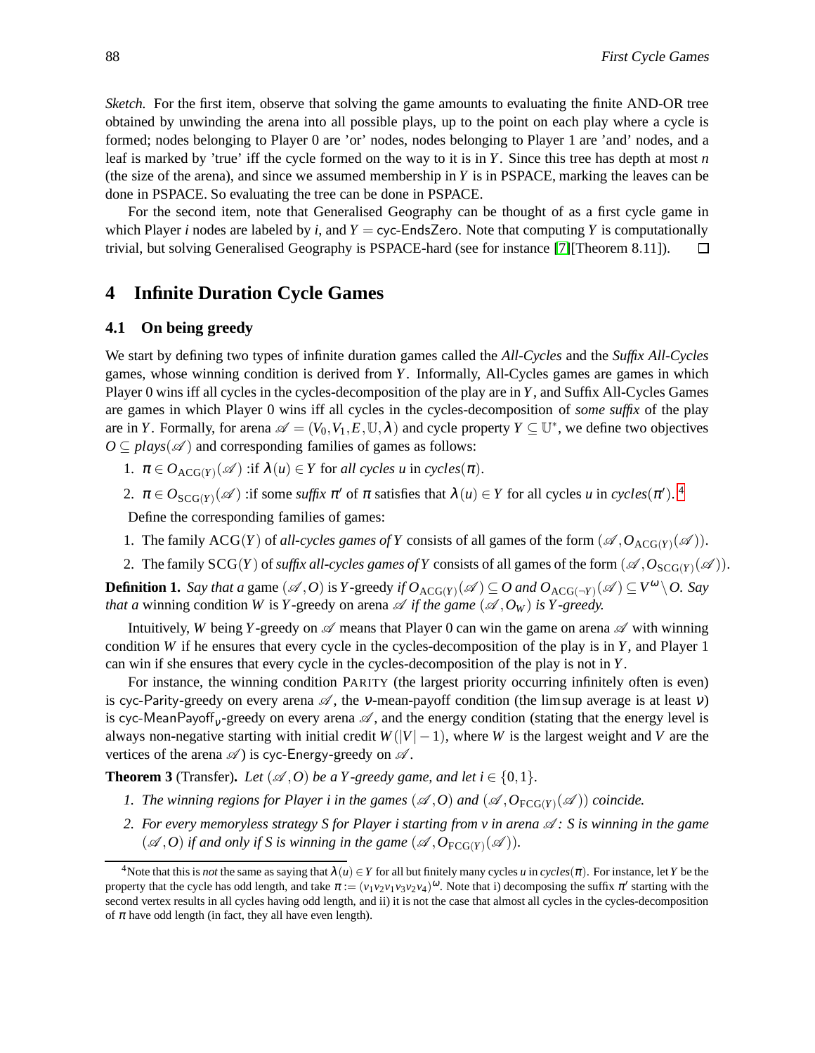*Sketch.* For the first item, observe that solving the game amounts to evaluating the finite AND-OR tree obtained by unwinding the arena into all possible plays, up to the point on each play where a cycle is formed; nodes belonging to Player 0 are 'or' nodes, nodes belonging to Player 1 are 'and' nodes, and a leaf is marked by 'true' iff the cycle formed on the way to it is in $Y$. Since this tree has depth at most $n$ (the size of the arena), and since we assumed membership in $Y$ is in PSPACE, marking the leaves can be done in PSPACE. So evaluating the tree can be done in PSPACE.

For the second item, note that Generalised Geography can be thought of as a first cycle game in which Player $i$ nodes are labeled by $i$, and $Y = \mathsf{cyc\text{-}EndsZero}$. Note that computing $Y$ is computationally trivial, but solving Generalised Geography is PSPACE-hard (see for instance [7][Theorem 8.11]). □

## 4 Infinite Duration Cycle Games

### 4.1 On being greedy

We start by defining two types of infinite duration games called the *All-Cycles* and the *Suffix All-Cycles* games, whose winning condition is derived from $Y$. Informally, All-Cycles games are games in which Player 0 wins iff all cycles in the cycles-decomposition of the play are in $Y$, and Suffix All-Cycles Games are games in which Player 0 wins iff all cycles in the cycles-decomposition of *some suffix* of the play are in $Y$. Formally, for arena $\mathscr{A} = (V_0, V_1, E, \mathbb{U}, \lambda)$ and cycle property $Y \subseteq \mathbb{U}^*$, we define two objectives $O \subseteq plays(\mathscr{A})$ and corresponding families of games as follows:

1. $\pi \in O_{\mathrm{ACG}(Y)}(\mathscr{A})$ :if $\lambda(u) \in Y$ for *all cycles* $u$ in $cycles(\pi)$.
2. $\pi \in O_{\mathrm{SCG}(Y)}(\mathscr{A})$ :if some *suffix* $\pi'$ of $\pi$ satisfies that $\lambda(u) \in Y$ for all cycles $u$ in $cycles(\pi')$. [4]

Define the corresponding families of games:

1. The family $\mathrm{ACG}(Y)$ of *all-cycles games of* $Y$ consists of all games of the form $(\mathscr{A}, O_{\mathrm{ACG}(Y)}(\mathscr{A}))$.
2. The family $\mathrm{SCG}(Y)$ of *suffix all-cycles games of* $Y$ consists of all games of the form $(\mathscr{A}, O_{\mathrm{SCG}(Y)}(\mathscr{A}))$.

**Definition 1.** *Say that a* game $(\mathscr{A}, O)$ is $Y$-greedy *if* $O_{\mathrm{ACG}(Y)}(\mathscr{A}) \subseteq O$ *and* $O_{\mathrm{ACG}(\neg Y)}(\mathscr{A}) \subseteq V^\omega \setminus O$. *Say that a* winning condition $W$ is $Y$-greedy *on arena* $\mathscr{A}$ *if the game* $(\mathscr{A}, O_W)$ *is* $Y$*-greedy.*

Intuitively, $W$ being $Y$-greedy on $\mathscr{A}$ means that Player 0 can win the game on arena $\mathscr{A}$ with winning condition $W$ if he ensures that every cycle in the cycles-decomposition of the play is in $Y$, and Player 1 can win if she ensures that every cycle in the cycles-decomposition of the play is not in $Y$.

For instance, the winning condition PARITY (the largest priority occurring infinitely often is even) is $\mathsf{cyc\text{-}Parity}$-greedy on every arena $\mathscr{A}$, the $\nu$-mean-payoff condition (the lim sup average is at least $\nu$) is $\mathsf{cyc\text{-}MeanPayoff}_\nu$-greedy on every arena $\mathscr{A}$, and the energy condition (stating that the energy level is always non-negative starting with initial credit $W(|V|-1)$, where $W$ is the largest weight and $V$ are the vertices of the arena $\mathscr{A}$) is $\mathsf{cyc\text{-}Energy}$-greedy on $\mathscr{A}$.

**Theorem 3** (Transfer)**.** *Let* $(\mathscr{A}, O)$ *be a* $Y$*-greedy game, and let* $i \in \{0, 1\}$.

1. *The winning regions for Player* $i$ *in the games* $(\mathscr{A}, O)$ *and* $(\mathscr{A}, O_{\mathrm{FCG}(Y)}(\mathscr{A}))$ *coincide.*
2. *For every memoryless strategy* $S$ *for Player* $i$ *starting from* $v$ *in arena* $\mathscr{A}$*:* $S$ *is winning in the game* $(\mathscr{A}, O)$ *if and only if* $S$ *is winning in the game* $(\mathscr{A}, O_{\mathrm{FCG}(Y)}(\mathscr{A}))$.

[4] Note that this is *not* the same as saying that $\lambda(u) \in Y$ for all but finitely many cycles $u$ in $cycles(\pi)$. For instance, let $Y$ be the property that the cycle has odd length, and take $\pi := (v_1 v_2 v_1 v_3 v_2 v_4)^\omega$. Note that i) decomposing the suffix $\pi'$ starting with the second vertex results in all cycles having odd length, and ii) it is not the case that almost all cycles in the cycles-decomposition of $\pi$ have odd length (in fact, they all have even length).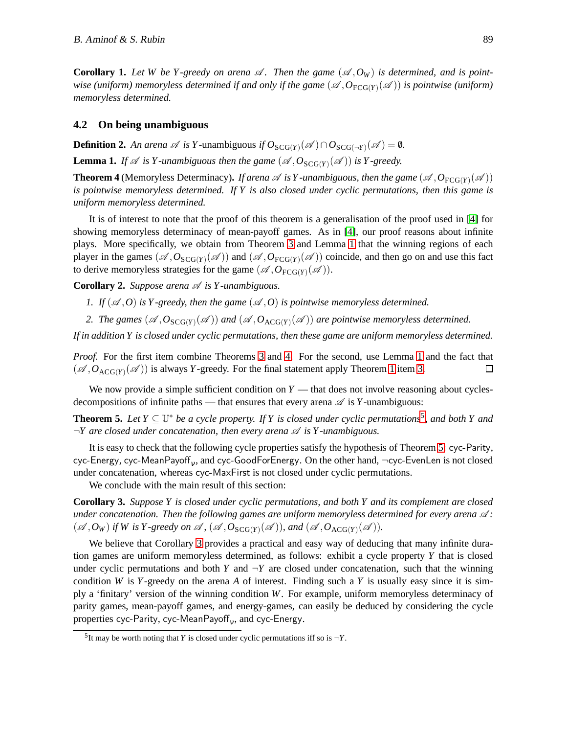**Corollary 1.** *Let $W$ be $Y$-greedy on arena $\mathscr{A}$. Then the game $(\mathscr{A}, O_W)$ is determined, and is pointwise (uniform) memoryless determined if and only if the game $(\mathscr{A}, O_{\text{FCG}(Y)}(\mathscr{A}))$ is pointwise (uniform) memoryless determined.*

### 4.2 On being unambiguous

**Definition 2.** *An arena $\mathscr{A}$ is $Y$-*unambiguous *if $O_{\text{SCG}(Y)}(\mathscr{A}) \cap O_{\text{SCG}(\neg Y)}(\mathscr{A}) = \emptyset$.*

**Lemma 1.** *If $\mathscr{A}$ is $Y$-unambiguous then the game $(\mathscr{A}, O_{\text{SCG}(Y)}(\mathscr{A}))$ is $Y$-greedy.*

**Theorem 4** (Memoryless Determinacy)**.** *If arena $\mathscr{A}$ is $Y$-unambiguous, then the game $(\mathscr{A}, O_{\text{FCG}(Y)}(\mathscr{A}))$ is pointwise memoryless determined. If $Y$ is also closed under cyclic permutations, then this game is uniform memoryless determined.*

It is of interest to note that the proof of this theorem is a generalisation of the proof used in [4] for showing memoryless determinacy of mean-payoff games. As in [4], our proof reasons about infinite plays. More specifically, we obtain from Theorem 3 and Lemma 1 that the winning regions of each player in the games $(\mathscr{A}, O_{\text{SCG}(Y)}(\mathscr{A}))$ and $(\mathscr{A}, O_{\text{FCG}(Y)}(\mathscr{A}))$ coincide, and then go on and use this fact to derive memoryless strategies for the game $(\mathscr{A}, O_{\text{FCG}(Y)}(\mathscr{A}))$.

**Corollary 2.** *Suppose arena $\mathscr{A}$ is $Y$-unambiguous.*

1. *If $(\mathscr{A}, O)$ is $Y$-greedy, then the game $(\mathscr{A}, O)$ is pointwise memoryless determined.*
2. *The games $(\mathscr{A}, O_{\text{SCG}(Y)}(\mathscr{A}))$ and $(\mathscr{A}, O_{\text{ACG}(Y)}(\mathscr{A}))$ are pointwise memoryless determined.*

*If in addition $Y$ is closed under cyclic permutations, then these game are uniform memoryless determined.*

*Proof.* For the first item combine Theorems 3 and 4. For the second, use Lemma 1 and the fact that $(\mathscr{A}, O_{\text{ACG}(Y)}(\mathscr{A}))$ is always $Y$-greedy. For the final statement apply Theorem 1 item 3. ☐

We now provide a simple sufficient condition on $Y$ — that does not involve reasoning about cycles-decompositions of infinite paths — that ensures that every arena $\mathscr{A}$ is $Y$-unambiguous:

**Theorem 5.** *Let $Y \subseteq \mathbb{U}^*$ be a cycle property. If $Y$ is closed under cyclic permutations[5], and both $Y$ and $\neg Y$ are closed under concatenation, then every arena $\mathscr{A}$ is $Y$-unambiguous.*

It is easy to check that the following cycle properties satisfy the hypothesis of Theorem 5: cyc-Parity, cyc-Energy, cyc-MeanPayoff$_\nu$, and cyc-GoodForEnergy. On the other hand, $\neg$cyc-EvenLen is not closed under concatenation, whereas cyc-MaxFirst is not closed under cyclic permutations.

We conclude with the main result of this section:

**Corollary 3.** *Suppose $Y$ is closed under cyclic permutations, and both $Y$ and its complement are closed under concatenation. Then the following games are uniform memoryless determined for every arena $\mathscr{A}$: $(\mathscr{A}, O_W)$ if $W$ is $Y$-greedy on $\mathscr{A}$, $(\mathscr{A}, O_{\text{SCG}(Y)}(\mathscr{A}))$, and $(\mathscr{A}, O_{\text{ACG}(Y)}(\mathscr{A}))$.*

We believe that Corollary 3 provides a practical and easy way of deducing that many infinite duration games are uniform memoryless determined, as follows: exhibit a cycle property $Y$ that is closed under cyclic permutations and both $Y$ and $\neg Y$ are closed under concatenation, such that the winning condition $W$ is $Y$-greedy on the arena $A$ of interest. Finding such a $Y$ is usually easy since it is simply a 'finitary' version of the winning condition $W$. For example, uniform memoryless determinacy of parity games, mean-payoff games, and energy-games, can easily be deduced by considering the cycle properties cyc-Parity, cyc-MeanPayoff$_\nu$, and cyc-Energy.

[5] It may be worth noting that $Y$ is closed under cyclic permutations iff so is $\neg Y$.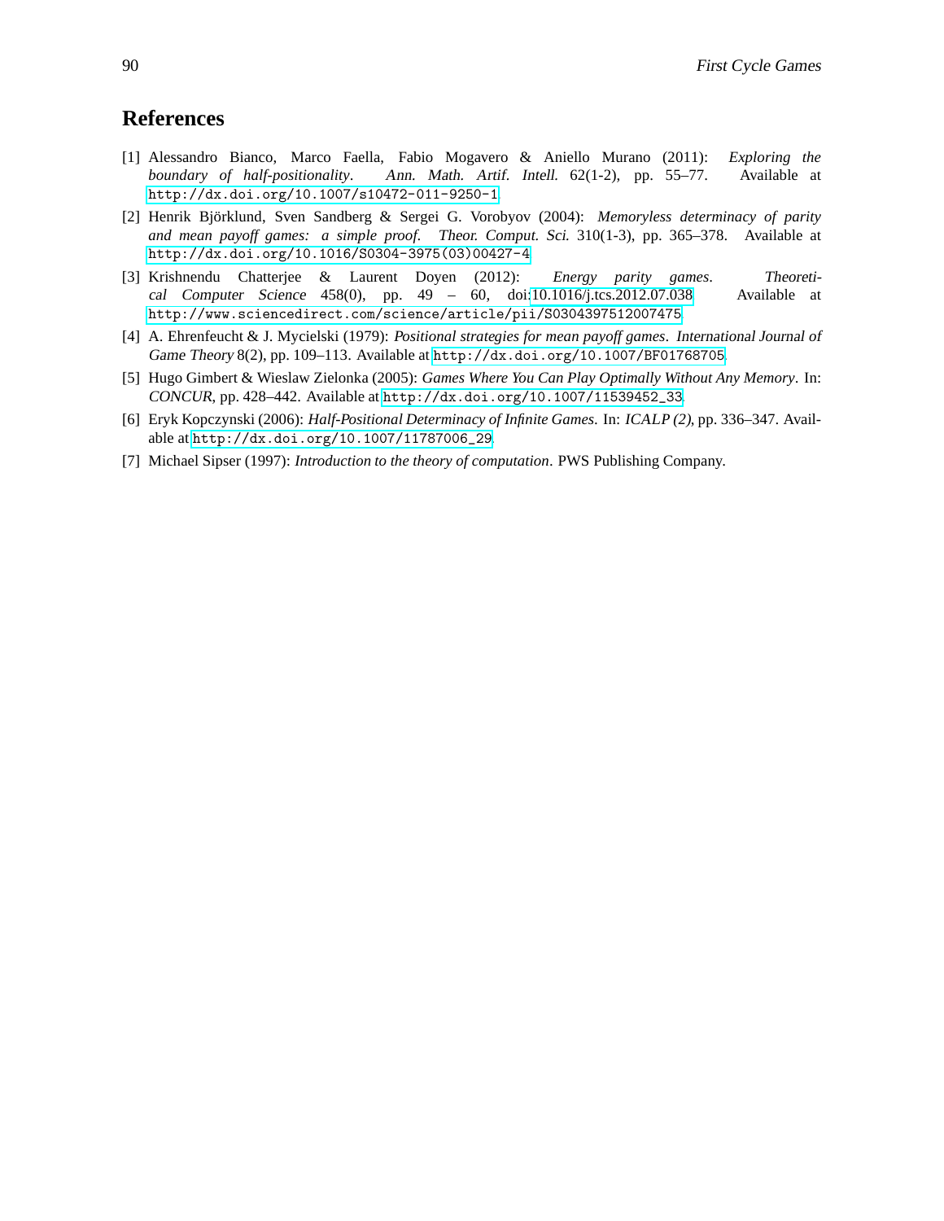## References

[1] Alessandro Bianco, Marco Faella, Fabio Mogavero & Aniello Murano (2011): *Exploring the boundary of half-positionality*. *Ann. Math. Artif. Intell.* 62(1-2), pp. 55–77. Available at http://dx.doi.org/10.1007/s10472-011-9250-1.

[2] Henrik Björklund, Sven Sandberg & Sergei G. Vorobyov (2004): *Memoryless determinacy of parity and mean payoff games: a simple proof*. *Theor. Comput. Sci.* 310(1-3), pp. 365–378. Available at http://dx.doi.org/10.1016/S0304-3975(03)00427-4.

[3] Krishnendu Chatterjee & Laurent Doyen (2012): *Energy parity games*. *Theoretical Computer Science* 458(0), pp. 49 – 60, doi:10.1016/j.tcs.2012.07.038. Available at http://www.sciencedirect.com/science/article/pii/S0304397512007475.

[4] A. Ehrenfeucht & J. Mycielski (1979): *Positional strategies for mean payoff games*. *International Journal of Game Theory* 8(2), pp. 109–113. Available at http://dx.doi.org/10.1007/BF01768705.

[5] Hugo Gimbert & Wieslaw Zielonka (2005): *Games Where You Can Play Optimally Without Any Memory*. In: *CONCUR*, pp. 428–442. Available at http://dx.doi.org/10.1007/11539452_33.

[6] Eryk Kopczynski (2006): *Half-Positional Determinacy of Infinite Games*. In: *ICALP (2)*, pp. 336–347. Available at http://dx.doi.org/10.1007/11787006_29.

[7] Michael Sipser (1997): *Introduction to the theory of computation*. PWS Publishing Company.